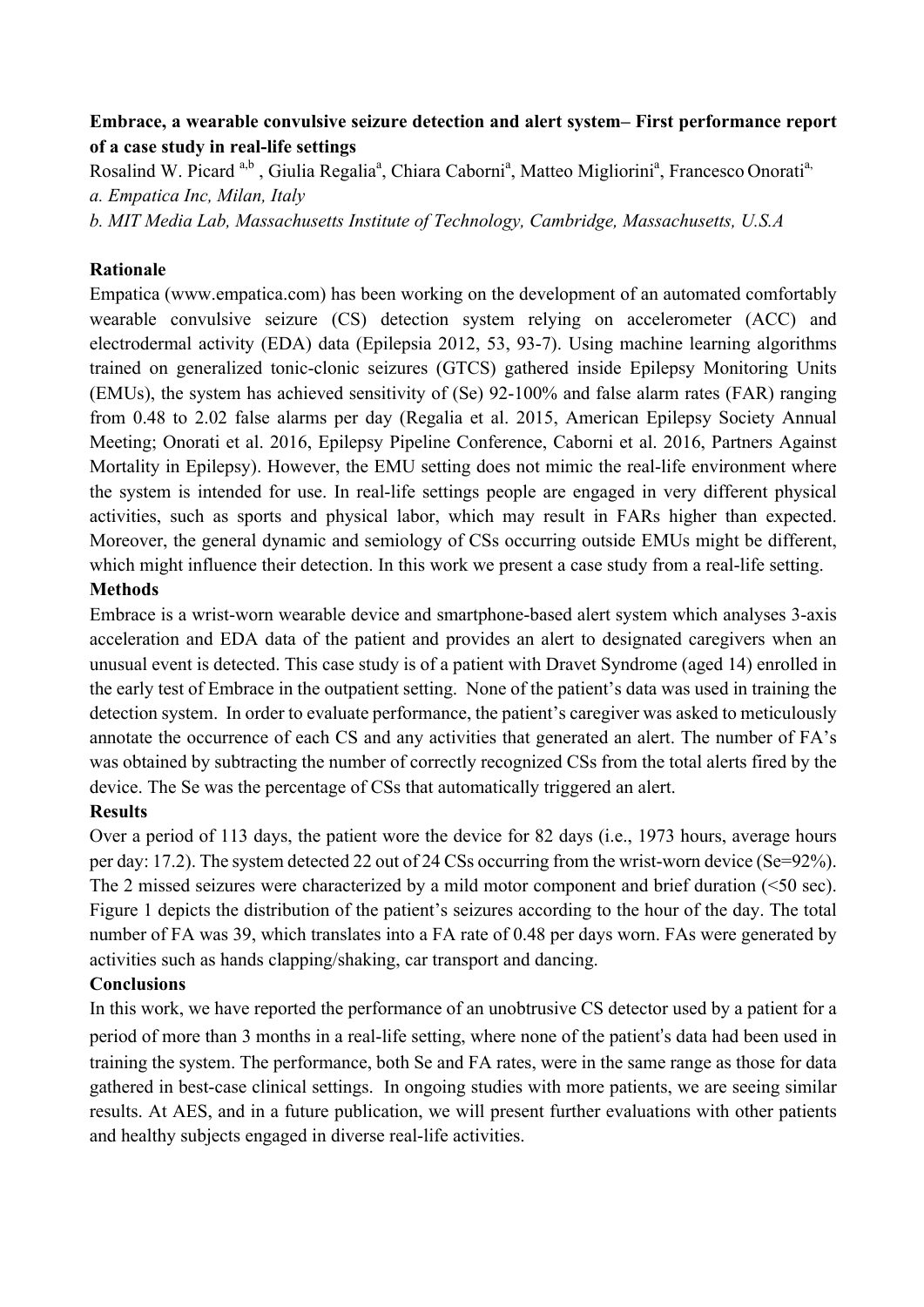**Embrace, a wearable convulsive seizure detection and alert system– First performance report of a case study in real-life settings**

Rosalind W. Picard [a,b] , Giulia Regalia[a], Chiara Caborni[a], Matteo Migliorini[a], Francesco Onorati[a,]

*a. Empatica Inc, Milan, Italy*

*b. MIT Media Lab, Massachusetts Institute of Technology, Cambridge, Massachusetts, U.S.A*

**Rationale**

Empatica (www.empatica.com) has been working on the development of an automated comfortably wearable convulsive seizure (CS) detection system relying on accelerometer (ACC) and electrodermal activity (EDA) data (Epilepsia 2012, 53, 93-7). Using machine learning algorithms trained on generalized tonic-clonic seizures (GTCS) gathered inside Epilepsy Monitoring Units (EMUs), the system has achieved sensitivity of (Se) 92-100% and false alarm rates (FAR) ranging from 0.48 to 2.02 false alarms per day (Regalia et al. 2015, American Epilepsy Society Annual Meeting; Onorati et al. 2016, Epilepsy Pipeline Conference, Caborni et al. 2016, Partners Against Mortality in Epilepsy). However, the EMU setting does not mimic the real-life environment where the system is intended for use. In real-life settings people are engaged in very different physical activities, such as sports and physical labor, which may result in FARs higher than expected. Moreover, the general dynamic and semiology of CSs occurring outside EMUs might be different, which might influence their detection. In this work we present a case study from a real-life setting.

**Methods**

Embrace is a wrist-worn wearable device and smartphone-based alert system which analyses 3-axis acceleration and EDA data of the patient and provides an alert to designated caregivers when an unusual event is detected. This case study is of a patient with Dravet Syndrome (aged 14) enrolled in the early test of Embrace in the outpatient setting. None of the patient's data was used in training the detection system. In order to evaluate performance, the patient's caregiver was asked to meticulously annotate the occurrence of each CS and any activities that generated an alert. The number of FA's was obtained by subtracting the number of correctly recognized CSs from the total alerts fired by the device. The Se was the percentage of CSs that automatically triggered an alert.

**Results**

Over a period of 113 days, the patient wore the device for 82 days (i.e., 1973 hours, average hours per day: 17.2). The system detected 22 out of 24 CSs occurring from the wrist-worn device (Se=92%). The 2 missed seizures were characterized by a mild motor component and brief duration (<50 sec). Figure 1 depicts the distribution of the patient's seizures according to the hour of the day. The total number of FA was 39, which translates into a FA rate of 0.48 per days worn. FAs were generated by activities such as hands clapping/shaking, car transport and dancing.

**Conclusions**

In this work, we have reported the performance of an unobtrusive CS detector used by a patient for a period of more than 3 months in a real-life setting, where none of the patient's data had been used in training the system. The performance, both Se and FA rates, were in the same range as those for data gathered in best-case clinical settings. In ongoing studies with more patients, we are seeing similar results. At AES, and in a future publication, we will present further evaluations with other patients and healthy subjects engaged in diverse real-life activities.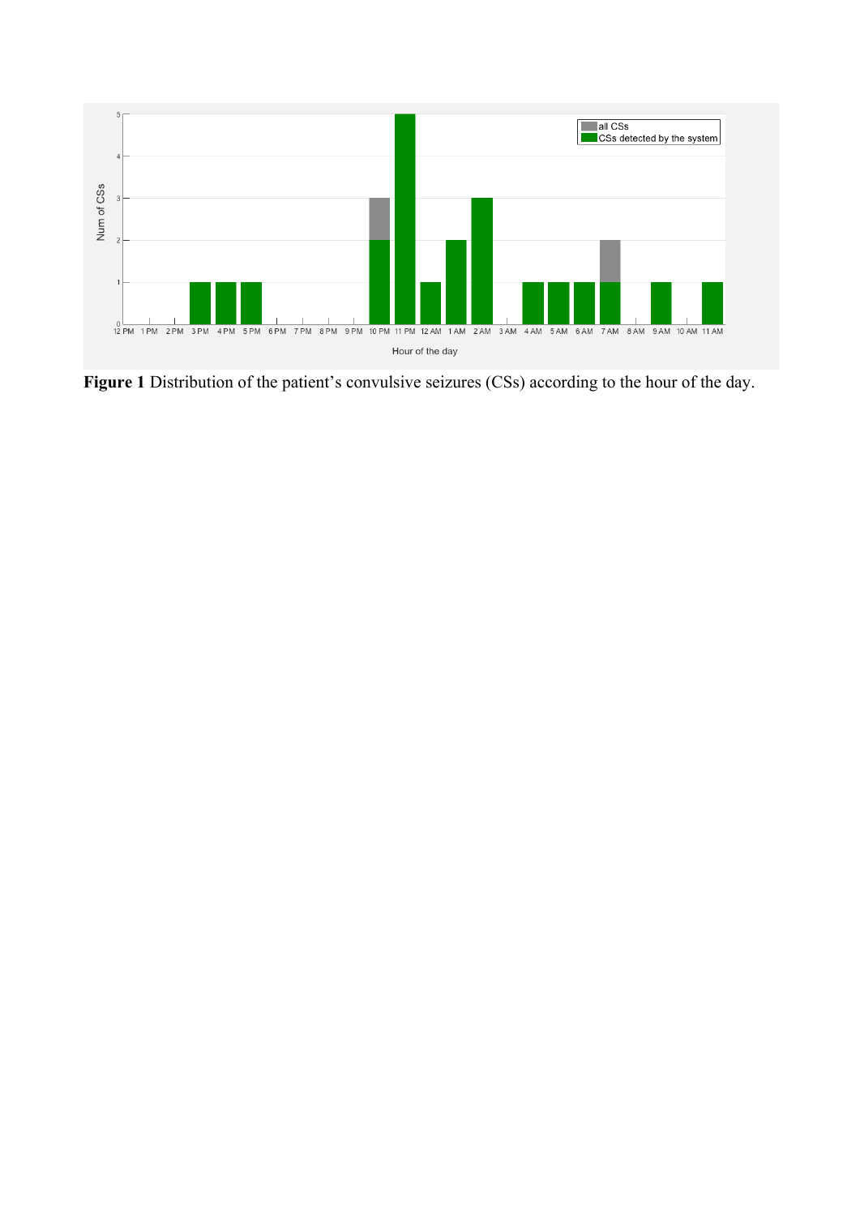all CSs
CSs detected by the system

Num of CSs

0
1
2
3
4
5

12 PM 1 PM 2 PM 3 PM 4 PM 5 PM 6 PM 7 PM 8 PM 9 PM 10 PM 11 PM 12 AM 1 AM 2 AM 3 AM 4 AM 5 AM 6 AM 7 AM 8 AM 9 AM 10 AM 11 AM

Hour of the day

**Figure 1** Distribution of the patient's convulsive seizures (CSs) according to the hour of the day.